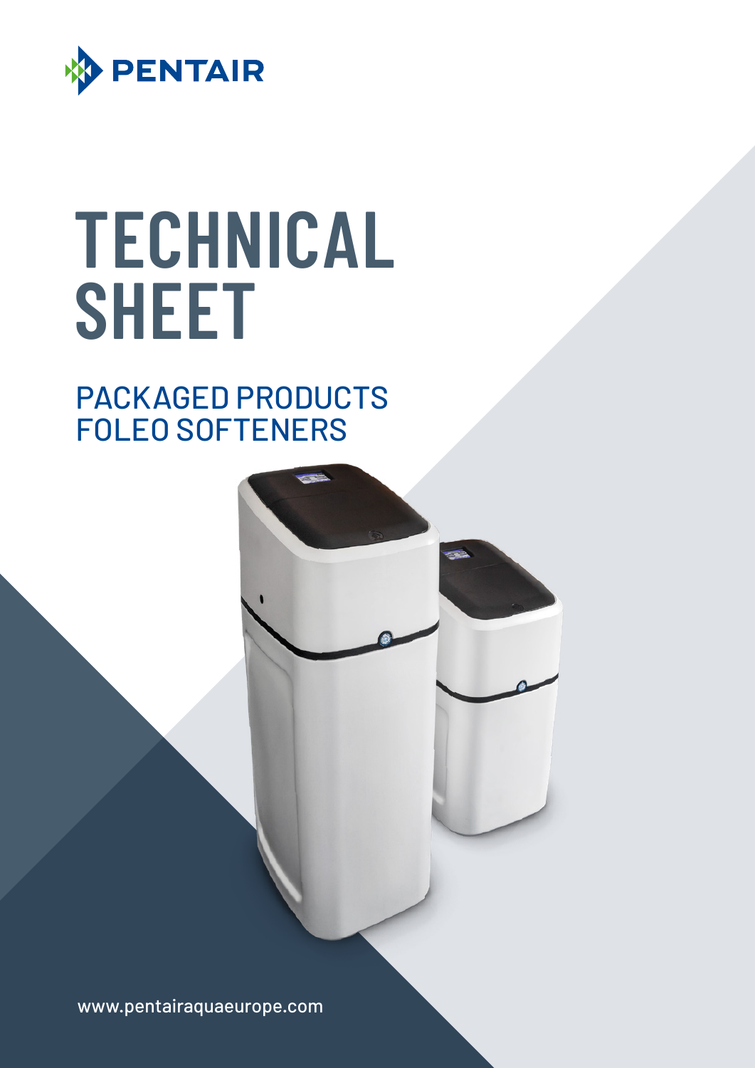PENTAIR

# TECHNICAL SHEET

## PACKAGED PRODUCTS FOLEO SOFTENERS

www.pentairaquaeurope.com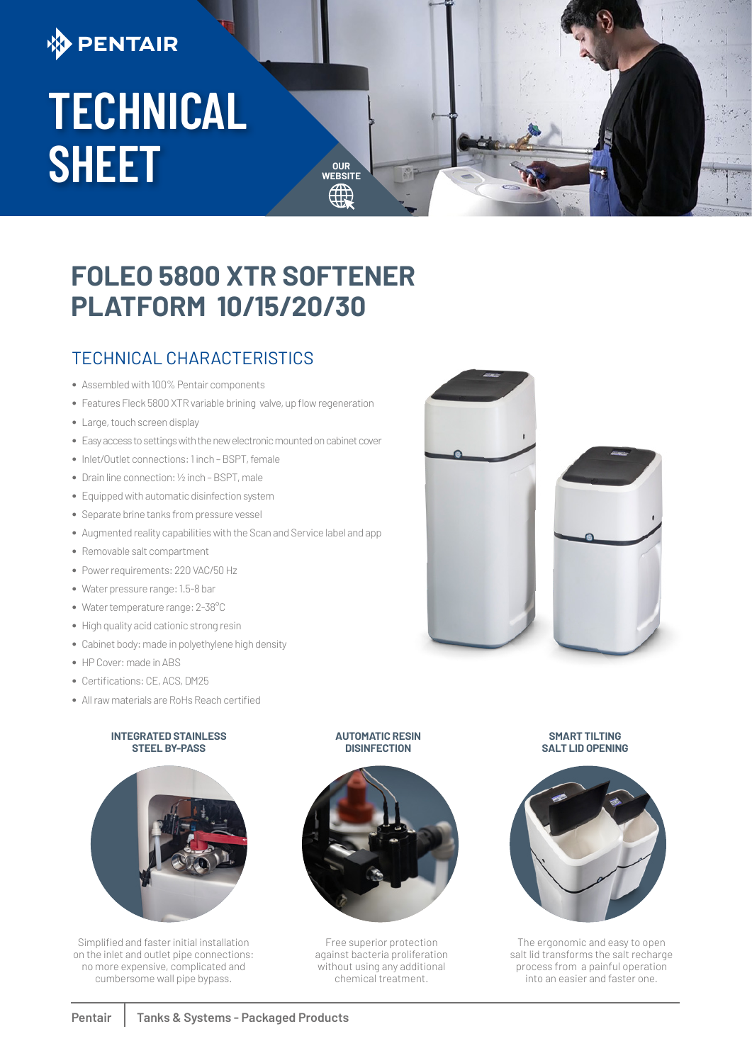# TECHNICAL SHEET

OUR WEBSITE

## FOLEO 5800 XTR SOFTENER PLATFORM 10/15/20/30

### TECHNICAL CHARACTERISTICS

- Assembled with 100% Pentair components
- Features Fleck 5800 XTR variable brining valve, up flow regeneration
- Large, touch screen display
- Easy access to settings with the new electronic mounted on cabinet cover
- Inlet/Outlet connections: 1 inch – BSPT, female
- Drain line connection: ½ inch – BSPT, male
- Equipped with automatic disinfection system
- Separate brine tanks from pressure vessel
- Augmented reality capabilities with the Scan and Service label and app
- Removable salt compartment
- Power requirements: 220 VAC/50 Hz
- Water pressure range: 1.5-8 bar
- Water temperature range: 2-38°C
- High quality acid cationic strong resin
- Cabinet body: made in polyethylene high density
- HP Cover: made in ABS
- Certifications: CE, ACS, DM25
- All raw materials are RoHs Reach certified

**INTEGRATED STAINLESS STEEL BY-PASS**

Simplified and faster initial installation on the inlet and outlet pipe connections: no more expensive, complicated and cumbersome wall pipe bypass.

**AUTOMATIC RESIN DISINFECTION**

Free superior protection against bacteria proliferation without using any additional chemical treatment.

**SMART TILTING SALT LID OPENING**

The ergonomic and easy to open salt lid transforms the salt recharge process from a painful operation into an easier and faster one.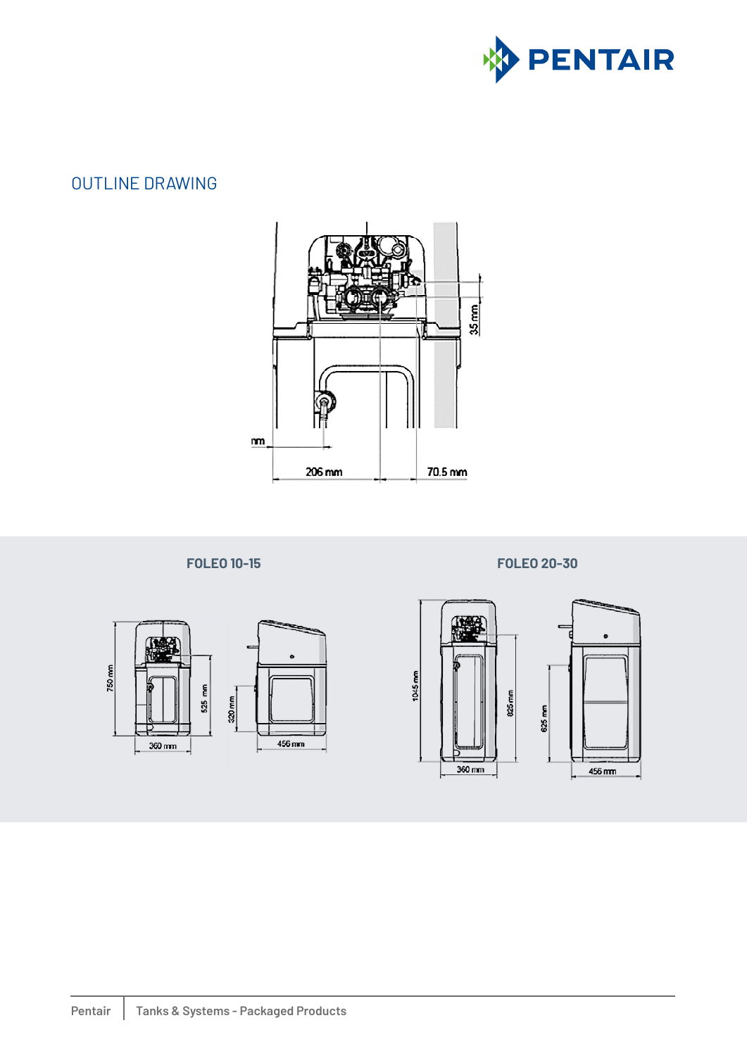## OUTLINE DRAWING

**FOLEO 10-15**

**FOLEO 20-30**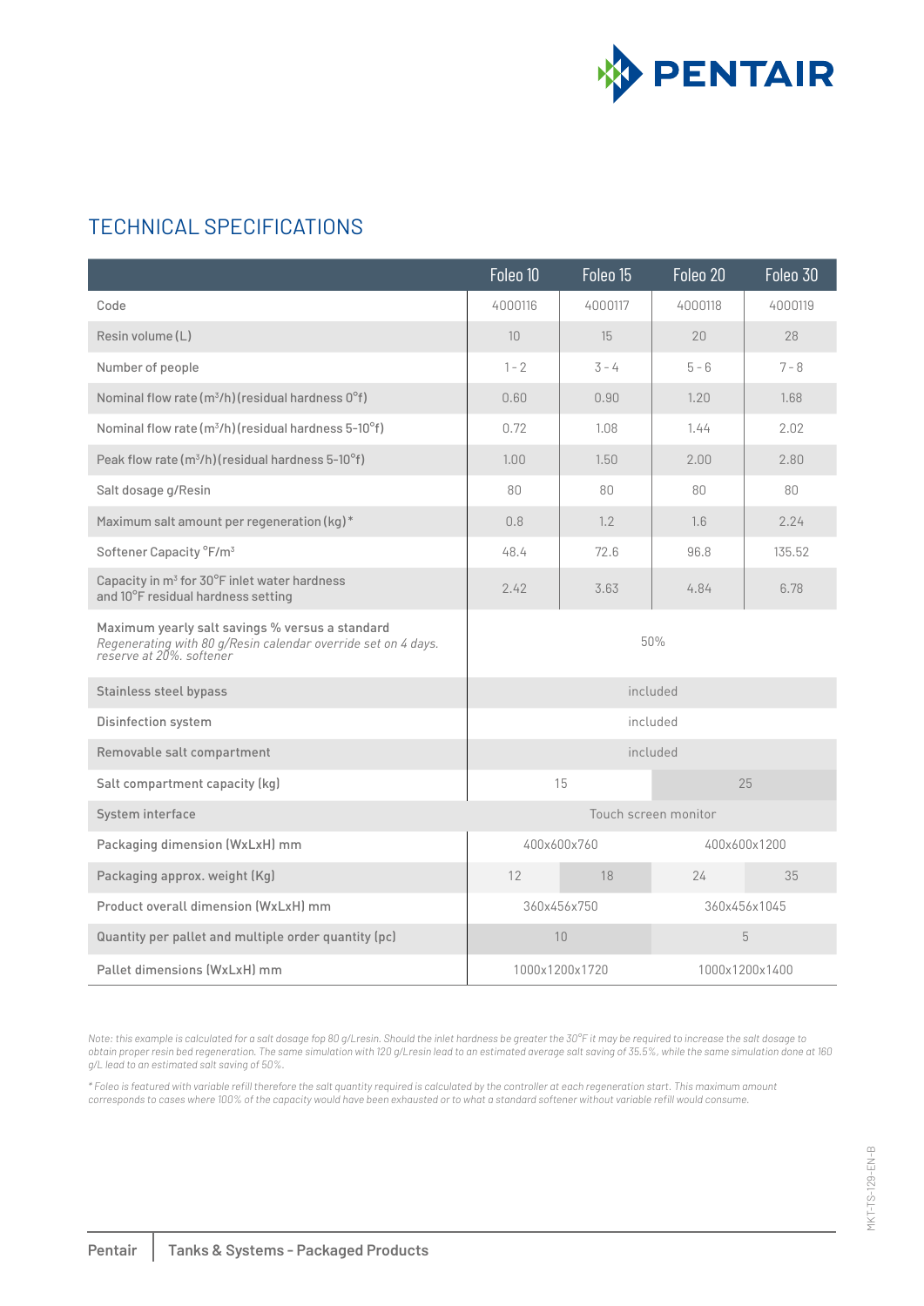## TECHNICAL SPECIFICATIONS

| | Foleo 10 | Foleo 15 | Foleo 20 | Foleo 30 |
|---|---|---|---|---|
| Code | 4000116 | 4000117 | 4000118 | 4000119 |
| Resin volume (L) | 10 | 15 | 20 | 28 |
| Number of people | 1 - 2 | 3 - 4 | 5 - 6 | 7 - 8 |
| Nominal flow rate ($m^3$/h) (residual hardness 0°f) | 0.60 | 0.90 | 1.20 | 1.68 |
| Nominal flow rate ($m^3$/h) (residual hardness 5-10°f) | 0.72 | 1.08 | 1.44 | 2.02 |
| Peak flow rate ($m^3$/h) (residual hardness 5-10°f) | 1.00 | 1.50 | 2.00 | 2.80 |
| Salt dosage g/Resin | 80 | 80 | 80 | 80 |
| Maximum salt amount per regeneration (kg)* | 0.8 | 1.2 | 1.6 | 2.24 |
| Softener Capacity °F/$m^3$ | 48.4 | 72.6 | 96.8 | 135.52 |
| Capacity in $m^3$ for 30°F inlet water hardness and 10°F residual hardness setting | 2.42 | 3.63 | 4.84 | 6.78 |
| Maximum yearly salt savings % versus a standard *Regenerating with 80 g/Resin calendar override set on 4 days. reserve at 20%. softener* | 50% | | | |
| Stainless steel bypass | included | | | |
| Disinfection system | included | | | |
| Removable salt compartment | included | | | |
| Salt compartment capacity (kg) | 15 | | 25 | |
| System interface | Touch screen monitor | | | |
| Packaging dimension (WxLxH) mm | 400x600x760 | | 400x600x1200 | |
| Packaging approx. weight (Kg) | 12 | 18 | 24 | 35 |
| Product overall dimension (WxLxH) mm | 360x456x750 | | 360x456x1045 | |
| Quantity per pallet and multiple order quantity (pc) | 10 | | 5 | |
| Pallet dimensions (WxLxH) mm | 1000x1200x1720 | | 1000x1200x1400 | |

*Note: this example is calculated for a salt dosage fop 80 g/Lresin. Should the inlet hardness be greater the 30°F it may be required to increase the salt dosage to obtain proper resin bed regeneration. The same simulation with 120 g/Lresin lead to an estimated average salt saving of 35.5%, while the same simulation done at 160 g/L lead to an estimated salt saving of 50%.*

*\* Foleo is featured with variable refill therefore the salt quantity required is calculated by the controller at each regeneration start. This maximum amount corresponds to cases where 100% of the capacity would have been exhausted or to what a standard softener without variable refill would consume.*

MKT-TS-129-EN-B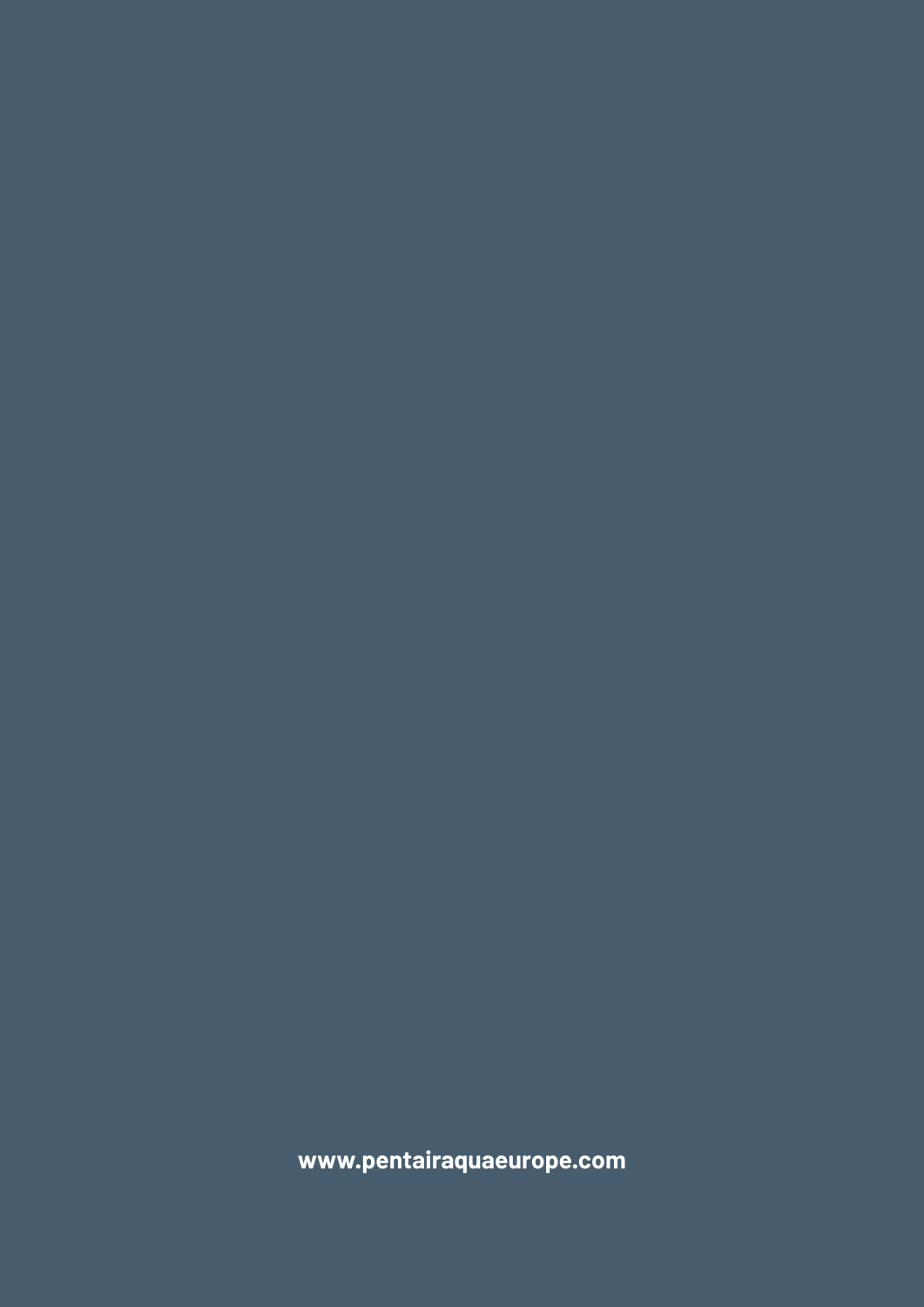**www.pentairaquaeurope.com**